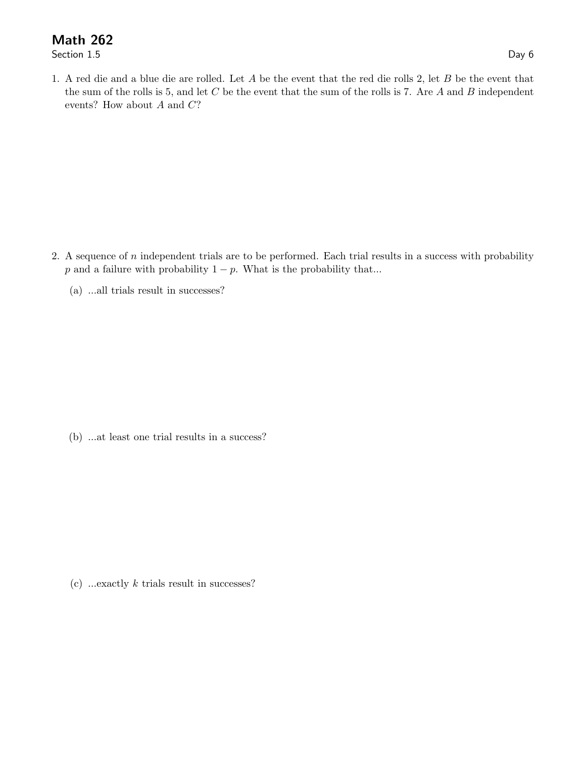# Math 262

Section 1.5

Day 6

1. A red die and a blue die are rolled. Let $A$ be the event that the red die rolls 2, let $B$ be the event that the sum of the rolls is 5, and let $C$ be the event that the sum of the rolls is 7. Are $A$ and $B$ independent events? How about $A$ and $C$?

2. A sequence of $n$ independent trials are to be performed. Each trial results in a success with probability $p$ and a failure with probability $1 - p$. What is the probability that...

   (a) ...all trials result in successes?

   (b) ...at least one trial results in a success?

   (c) ...exactly $k$ trials result in successes?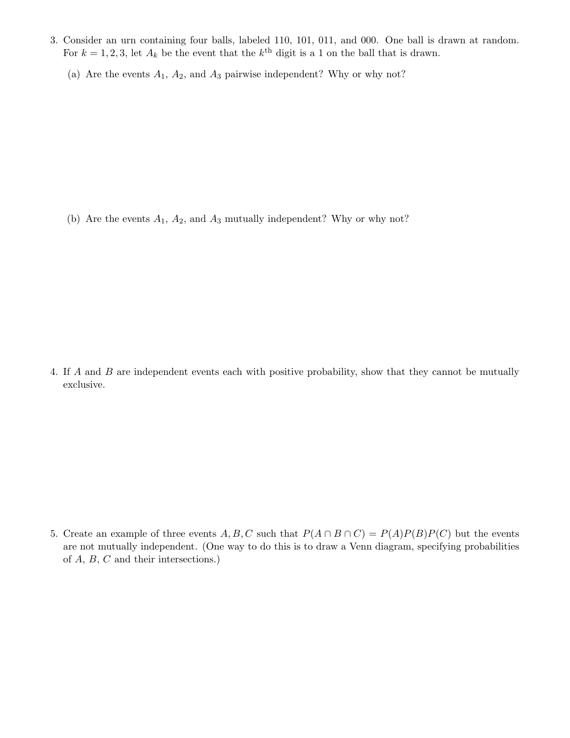3. Consider an urn containing four balls, labeled 110, 101, 011, and 000. One ball is drawn at random. For $k = 1, 2, 3$, let $A_k$ be the event that the $k^{\text{th}}$ digit is a 1 on the ball that is drawn.

   (a) Are the events $A_1$, $A_2$, and $A_3$ pairwise independent? Why or why not?

   (b) Are the events $A_1$, $A_2$, and $A_3$ mutually independent? Why or why not?

4. If $A$ and $B$ are independent events each with positive probability, show that they cannot be mutually exclusive.

5. Create an example of three events $A, B, C$ such that $P(A \cap B \cap C) = P(A)P(B)P(C)$ but the events are not mutually independent. (One way to do this is to draw a Venn diagram, specifying probabilities of $A$, $B$, $C$ and their intersections.)